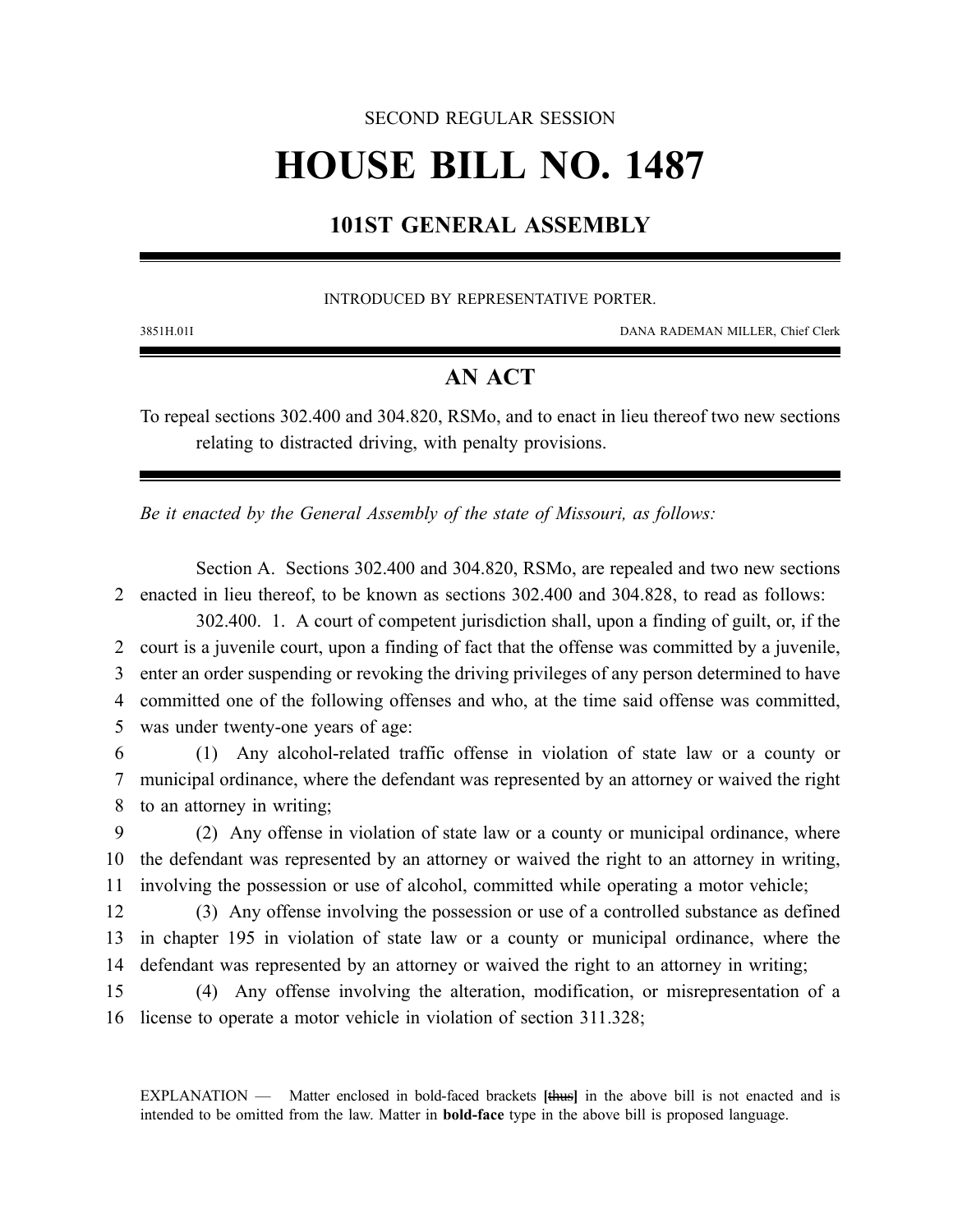SECOND REGULAR SESSION

# HOUSE BILL NO. 1487

## 101ST GENERAL ASSEMBLY

INTRODUCED BY REPRESENTATIVE PORTER.

3851H.01I DANA RADEMAN MILLER, Chief Clerk

## AN ACT

To repeal sections 302.400 and 304.820, RSMo, and to enact in lieu thereof two new sections relating to distracted driving, with penalty provisions.

*Be it enacted by the General Assembly of the state of Missouri, as follows:*

Section A. Sections 302.400 and 304.820, RSMo, are repealed and two new sections enacted in lieu thereof, to be known as sections 302.400 and 304.828, to read as follows:

302.400. 1. A court of competent jurisdiction shall, upon a finding of guilt, or, if the court is a juvenile court, upon a finding of fact that the offense was committed by a juvenile, enter an order suspending or revoking the driving privileges of any person determined to have committed one of the following offenses and who, at the time said offense was committed, was under twenty-one years of age:

(1) Any alcohol-related traffic offense in violation of state law or a county or municipal ordinance, where the defendant was represented by an attorney or waived the right to an attorney in writing;

(2) Any offense in violation of state law or a county or municipal ordinance, where the defendant was represented by an attorney or waived the right to an attorney in writing, involving the possession or use of alcohol, committed while operating a motor vehicle;

(3) Any offense involving the possession or use of a controlled substance as defined in chapter 195 in violation of state law or a county or municipal ordinance, where the defendant was represented by an attorney or waived the right to an attorney in writing;

(4) Any offense involving the alteration, modification, or misrepresentation of a license to operate a motor vehicle in violation of section 311.328;

EXPLANATION — Matter enclosed in bold-faced brackets **[~~thus~~]** in the above bill is not enacted and is intended to be omitted from the law. Matter in **bold-face** type in the above bill is proposed language.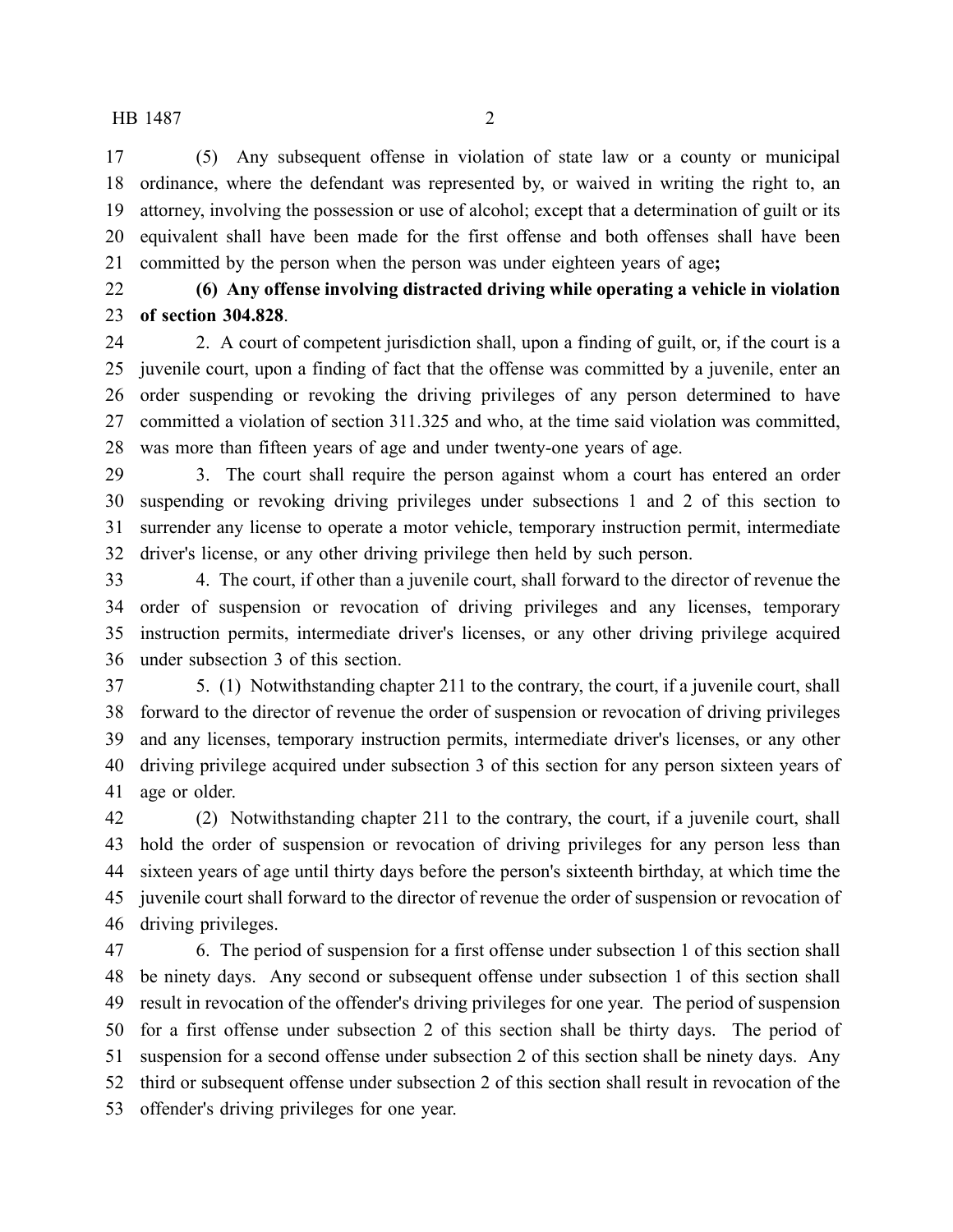(5) Any subsequent offense in violation of state law or a county or municipal ordinance, where the defendant was represented by, or waived in writing the right to, an attorney, involving the possession or use of alcohol; except that a determination of guilt or its equivalent shall have been made for the first offense and both offenses shall have been committed by the person when the person was under eighteen years of age**;**

**(6) Any offense involving distracted driving while operating a vehicle in violation of section 304.828**.

2. A court of competent jurisdiction shall, upon a finding of guilt, or, if the court is a juvenile court, upon a finding of fact that the offense was committed by a juvenile, enter an order suspending or revoking the driving privileges of any person determined to have committed a violation of section 311.325 and who, at the time said violation was committed, was more than fifteen years of age and under twenty-one years of age.

3. The court shall require the person against whom a court has entered an order suspending or revoking driving privileges under subsections 1 and 2 of this section to surrender any license to operate a motor vehicle, temporary instruction permit, intermediate driver's license, or any other driving privilege then held by such person.

4. The court, if other than a juvenile court, shall forward to the director of revenue the order of suspension or revocation of driving privileges and any licenses, temporary instruction permits, intermediate driver's licenses, or any other driving privilege acquired under subsection 3 of this section.

5. (1) Notwithstanding chapter 211 to the contrary, the court, if a juvenile court, shall forward to the director of revenue the order of suspension or revocation of driving privileges and any licenses, temporary instruction permits, intermediate driver's licenses, or any other driving privilege acquired under subsection 3 of this section for any person sixteen years of age or older.

(2) Notwithstanding chapter 211 to the contrary, the court, if a juvenile court, shall hold the order of suspension or revocation of driving privileges for any person less than sixteen years of age until thirty days before the person's sixteenth birthday, at which time the juvenile court shall forward to the director of revenue the order of suspension or revocation of driving privileges.

6. The period of suspension for a first offense under subsection 1 of this section shall be ninety days. Any second or subsequent offense under subsection 1 of this section shall result in revocation of the offender's driving privileges for one year. The period of suspension for a first offense under subsection 2 of this section shall be thirty days. The period of suspension for a second offense under subsection 2 of this section shall be ninety days. Any third or subsequent offense under subsection 2 of this section shall result in revocation of the offender's driving privileges for one year.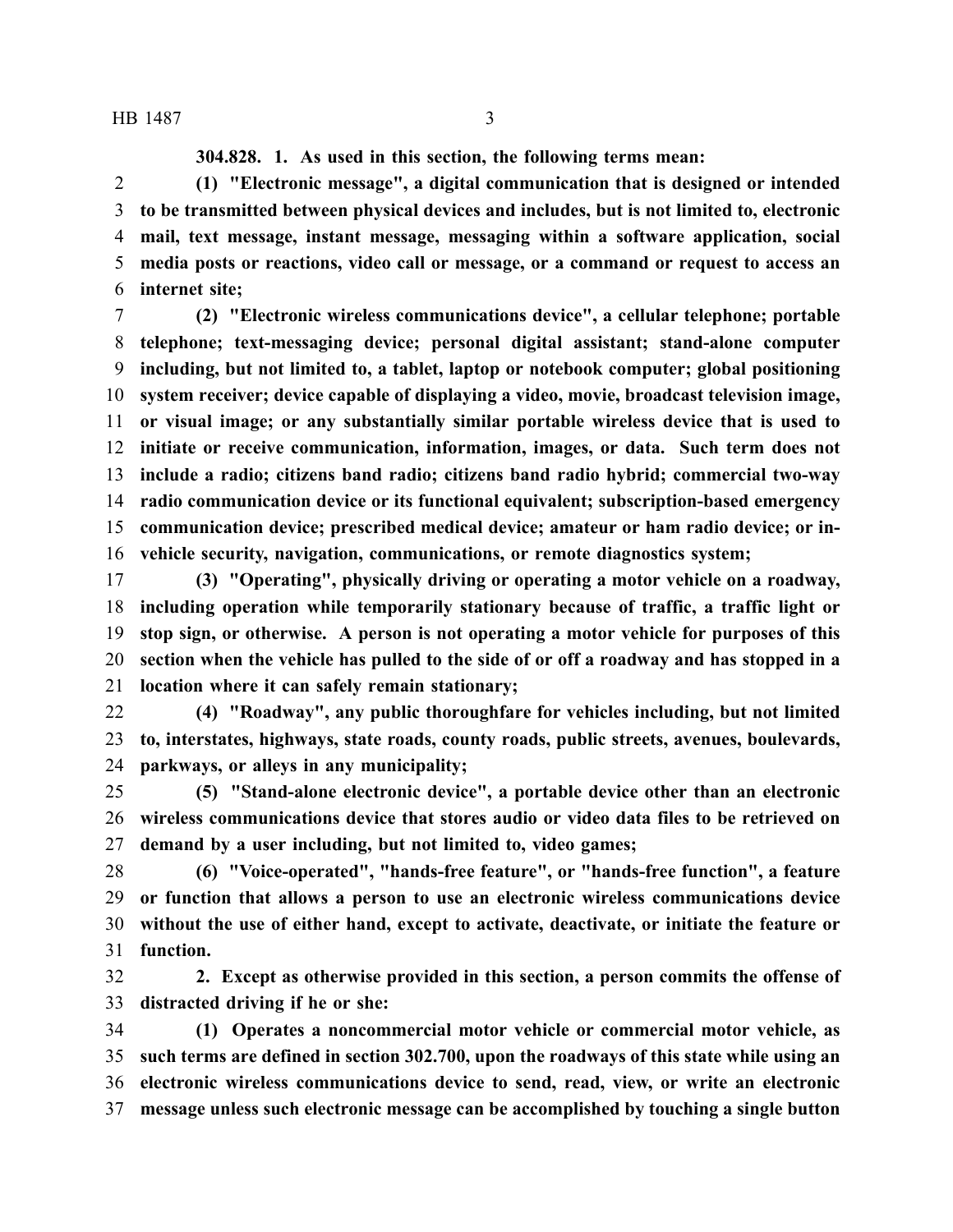**304.828. 1. As used in this section, the following terms mean:**

**(1) "Electronic message", a digital communication that is designed or intended to be transmitted between physical devices and includes, but is not limited to, electronic mail, text message, instant message, messaging within a software application, social media posts or reactions, video call or message, or a command or request to access an internet site;**

**(2) "Electronic wireless communications device", a cellular telephone; portable telephone; text-messaging device; personal digital assistant; stand-alone computer including, but not limited to, a tablet, laptop or notebook computer; global positioning system receiver; device capable of displaying a video, movie, broadcast television image, or visual image; or any substantially similar portable wireless device that is used to initiate or receive communication, information, images, or data. Such term does not include a radio; citizens band radio; citizens band radio hybrid; commercial two-way radio communication device or its functional equivalent; subscription-based emergency communication device; prescribed medical device; amateur or ham radio device; or in-vehicle security, navigation, communications, or remote diagnostics system;**

**(3) "Operating", physically driving or operating a motor vehicle on a roadway, including operation while temporarily stationary because of traffic, a traffic light or stop sign, or otherwise. A person is not operating a motor vehicle for purposes of this section when the vehicle has pulled to the side of or off a roadway and has stopped in a location where it can safely remain stationary;**

**(4) "Roadway", any public thoroughfare for vehicles including, but not limited to, interstates, highways, state roads, county roads, public streets, avenues, boulevards, parkways, or alleys in any municipality;**

**(5) "Stand-alone electronic device", a portable device other than an electronic wireless communications device that stores audio or video data files to be retrieved on demand by a user including, but not limited to, video games;**

**(6) "Voice-operated", "hands-free feature", or "hands-free function", a feature or function that allows a person to use an electronic wireless communications device without the use of either hand, except to activate, deactivate, or initiate the feature or function.**

**2. Except as otherwise provided in this section, a person commits the offense of distracted driving if he or she:**

**(1) Operates a noncommercial motor vehicle or commercial motor vehicle, as such terms are defined in section 302.700, upon the roadways of this state while using an electronic wireless communications device to send, read, view, or write an electronic message unless such electronic message can be accomplished by touching a single button**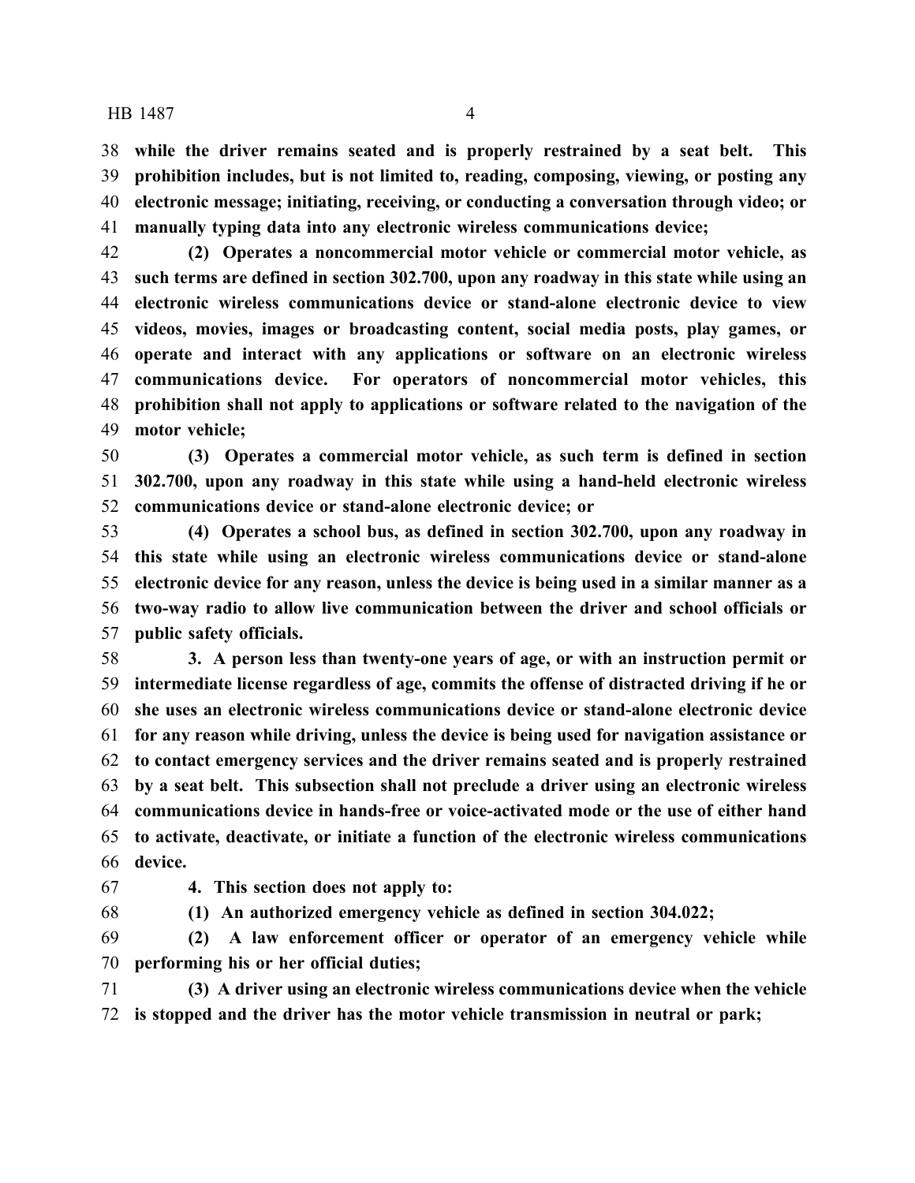**while the driver remains seated and is properly restrained by a seat belt. This prohibition includes, but is not limited to, reading, composing, viewing, or posting any electronic message; initiating, receiving, or conducting a conversation through video; or manually typing data into any electronic wireless communications device;**

**(2) Operates a noncommercial motor vehicle or commercial motor vehicle, as such terms are defined in section 302.700, upon any roadway in this state while using an electronic wireless communications device or stand-alone electronic device to view videos, movies, images or broadcasting content, social media posts, play games, or operate and interact with any applications or software on an electronic wireless communications device. For operators of noncommercial motor vehicles, this prohibition shall not apply to applications or software related to the navigation of the motor vehicle;**

**(3) Operates a commercial motor vehicle, as such term is defined in section 302.700, upon any roadway in this state while using a hand-held electronic wireless communications device or stand-alone electronic device; or**

**(4) Operates a school bus, as defined in section 302.700, upon any roadway in this state while using an electronic wireless communications device or stand-alone electronic device for any reason, unless the device is being used in a similar manner as a two-way radio to allow live communication between the driver and school officials or public safety officials.**

**3. A person less than twenty-one years of age, or with an instruction permit or intermediate license regardless of age, commits the offense of distracted driving if he or she uses an electronic wireless communications device or stand-alone electronic device for any reason while driving, unless the device is being used for navigation assistance or to contact emergency services and the driver remains seated and is properly restrained by a seat belt. This subsection shall not preclude a driver using an electronic wireless communications device in hands-free or voice-activated mode or the use of either hand to activate, deactivate, or initiate a function of the electronic wireless communications device.**

**4. This section does not apply to:**

**(1) An authorized emergency vehicle as defined in section 304.022;**

**(2) A law enforcement officer or operator of an emergency vehicle while performing his or her official duties;**

**(3) A driver using an electronic wireless communications device when the vehicle is stopped and the driver has the motor vehicle transmission in neutral or park;**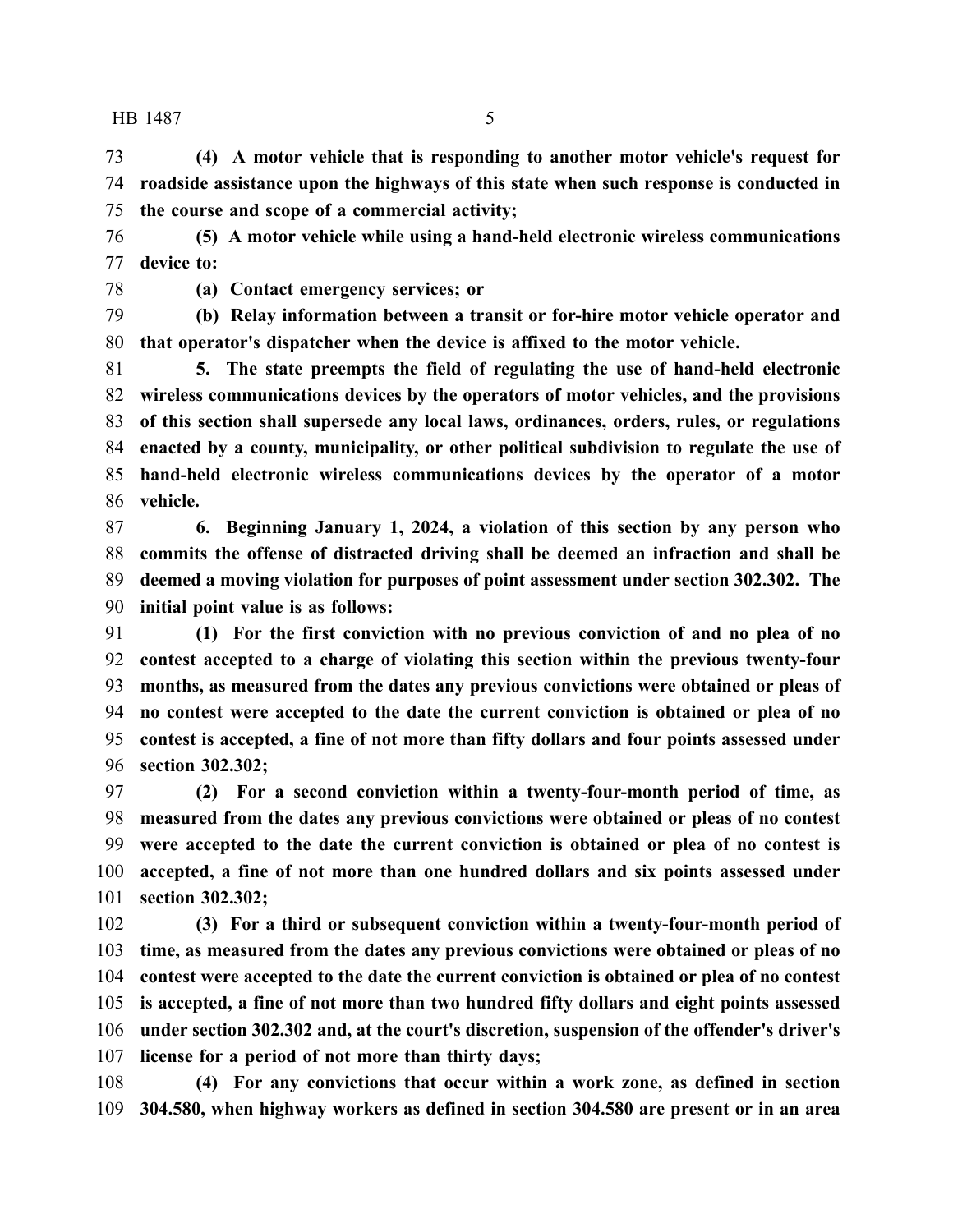**(4) A motor vehicle that is responding to another motor vehicle's request for roadside assistance upon the highways of this state when such response is conducted in the course and scope of a commercial activity;**

**(5) A motor vehicle while using a hand-held electronic wireless communications device to:**

**(a) Contact emergency services; or**

**(b) Relay information between a transit or for-hire motor vehicle operator and that operator's dispatcher when the device is affixed to the motor vehicle.**

**5. The state preempts the field of regulating the use of hand-held electronic wireless communications devices by the operators of motor vehicles, and the provisions of this section shall supersede any local laws, ordinances, orders, rules, or regulations enacted by a county, municipality, or other political subdivision to regulate the use of hand-held electronic wireless communications devices by the operator of a motor vehicle.**

**6. Beginning January 1, 2024, a violation of this section by any person who commits the offense of distracted driving shall be deemed an infraction and shall be deemed a moving violation for purposes of point assessment under section 302.302. The initial point value is as follows:**

**(1) For the first conviction with no previous conviction of and no plea of no contest accepted to a charge of violating this section within the previous twenty-four months, as measured from the dates any previous convictions were obtained or pleas of no contest were accepted to the date the current conviction is obtained or plea of no contest is accepted, a fine of not more than fifty dollars and four points assessed under section 302.302;**

**(2) For a second conviction within a twenty-four-month period of time, as measured from the dates any previous convictions were obtained or pleas of no contest were accepted to the date the current conviction is obtained or plea of no contest is accepted, a fine of not more than one hundred dollars and six points assessed under section 302.302;**

**(3) For a third or subsequent conviction within a twenty-four-month period of time, as measured from the dates any previous convictions were obtained or pleas of no contest were accepted to the date the current conviction is obtained or plea of no contest is accepted, a fine of not more than two hundred fifty dollars and eight points assessed under section 302.302 and, at the court's discretion, suspension of the offender's driver's license for a period of not more than thirty days;**

**(4) For any convictions that occur within a work zone, as defined in section 304.580, when highway workers as defined in section 304.580 are present or in an area**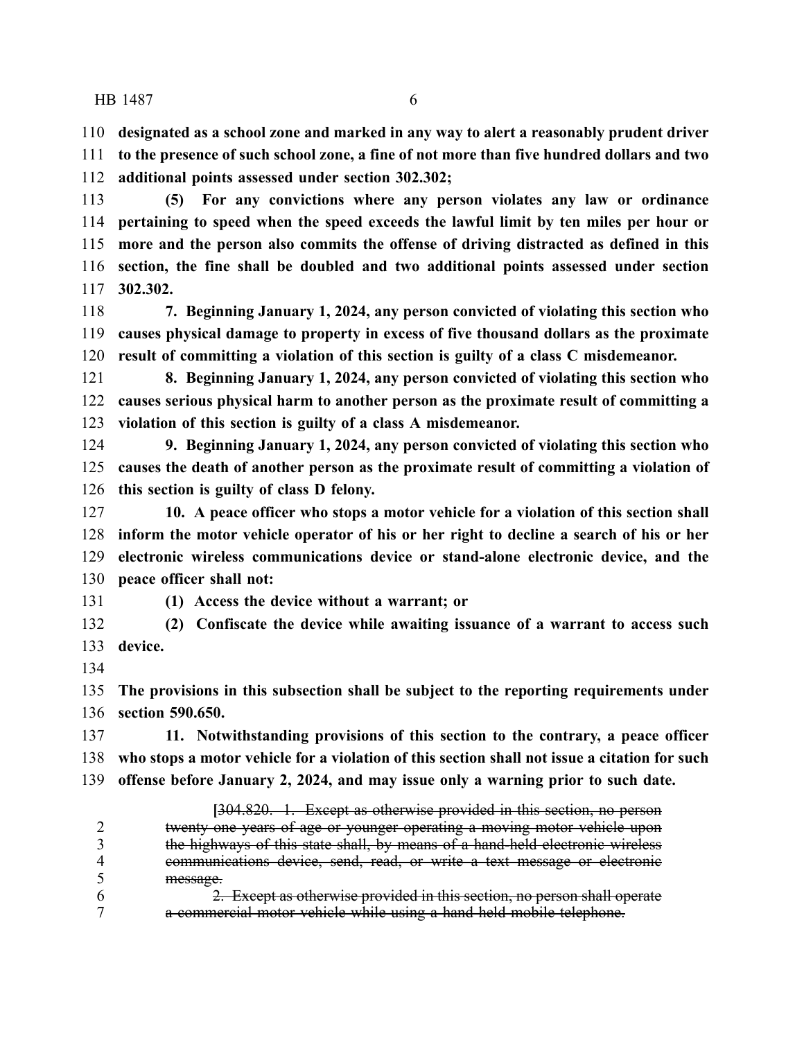**designated as a school zone and marked in any way to alert a reasonably prudent driver to the presence of such school zone, a fine of not more than five hundred dollars and two additional points assessed under section 302.302;**

**(5) For any convictions where any person violates any law or ordinance pertaining to speed when the speed exceeds the lawful limit by ten miles per hour or more and the person also commits the offense of driving distracted as defined in this section, the fine shall be doubled and two additional points assessed under section 302.302.**

**7. Beginning January 1, 2024, any person convicted of violating this section who causes physical damage to property in excess of five thousand dollars as the proximate result of committing a violation of this section is guilty of a class C misdemeanor.**

**8. Beginning January 1, 2024, any person convicted of violating this section who causes serious physical harm to another person as the proximate result of committing a violation of this section is guilty of a class A misdemeanor.**

**9. Beginning January 1, 2024, any person convicted of violating this section who causes the death of another person as the proximate result of committing a violation of this section is guilty of class D felony.**

**10. A peace officer who stops a motor vehicle for a violation of this section shall inform the motor vehicle operator of his or her right to decline a search of his or her electronic wireless communications device or stand-alone electronic device, and the peace officer shall not:**

**(1) Access the device without a warrant; or**

**(2) Confiscate the device while awaiting issuance of a warrant to access such device.**

**The provisions in this subsection shall be subject to the reporting requirements under section 590.650.**

**11. Notwithstanding provisions of this section to the contrary, a peace officer who stops a motor vehicle for a violation of this section shall not issue a citation for such offense before January 2, 2024, and may issue only a warning prior to such date.**

[~~304.820. 1. Except as otherwise provided in this section, no person twenty-one years of age or younger operating a moving motor vehicle upon the highways of this state shall, by means of a hand-held electronic wireless communications device, send, read, or write a text message or electronic message.~~

~~2. Except as otherwise provided in this section, no person shall operate a commercial motor vehicle while using a hand-held mobile telephone.~~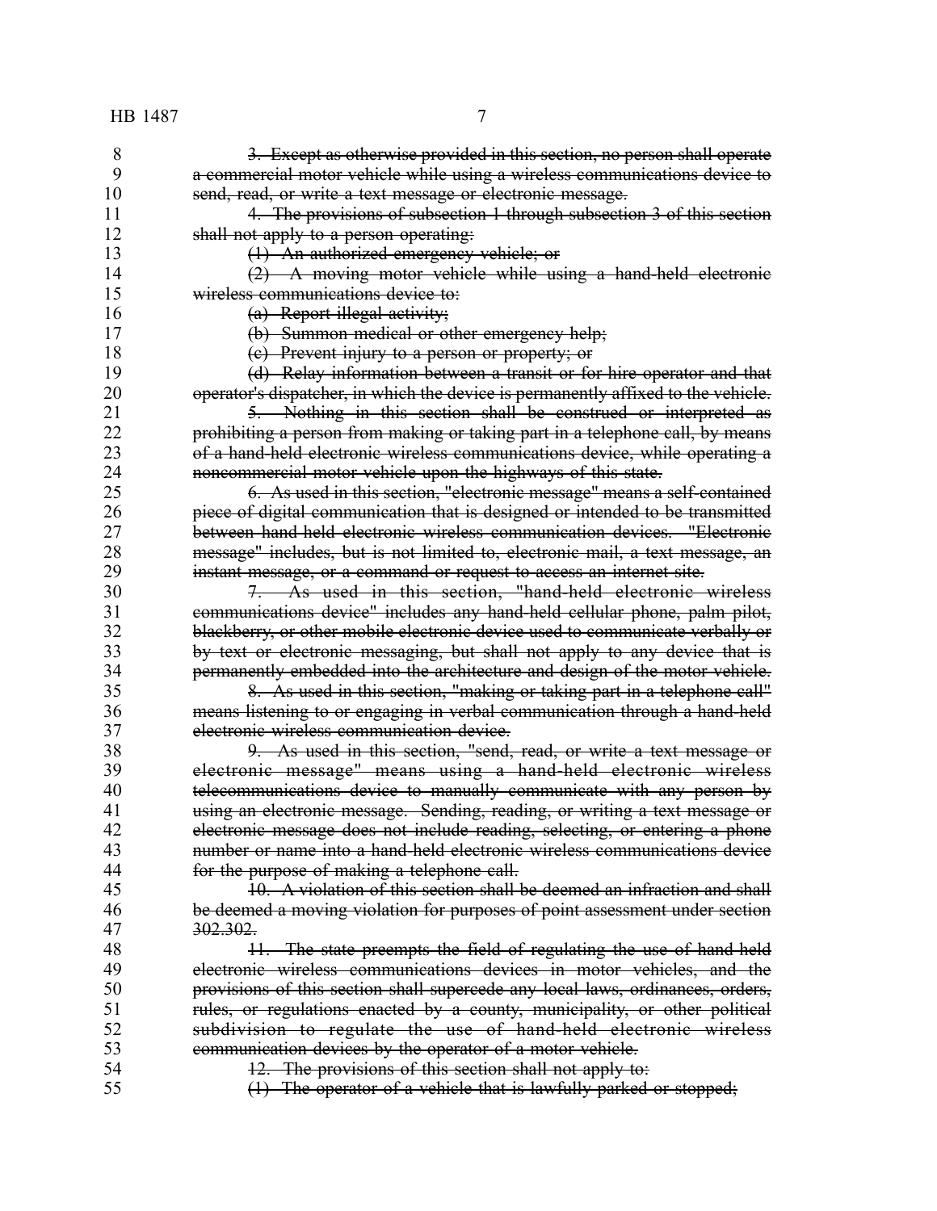~~3. Except as otherwise provided in this section, no person shall operate a commercial motor vehicle while using a wireless communications device to send, read, or write a text message or electronic message.~~

~~4. The provisions of subsection 1 through subsection 3 of this section shall not apply to a person operating:~~

~~(1) An authorized emergency vehicle; or~~

~~(2) A moving motor vehicle while using a hand-held electronic wireless communications device to:~~

~~(a) Report illegal activity;~~

~~(b) Summon medical or other emergency help;~~

~~(c) Prevent injury to a person or property; or~~

~~(d) Relay information between a transit or for-hire operator and that operator's dispatcher, in which the device is permanently affixed to the vehicle.~~

~~5. Nothing in this section shall be construed or interpreted as prohibiting a person from making or taking part in a telephone call, by means of a hand-held electronic wireless communications device, while operating a noncommercial motor vehicle upon the highways of this state.~~

~~6. As used in this section, "electronic message" means a self-contained piece of digital communication that is designed or intended to be transmitted between hand-held electronic wireless communication devices. "Electronic message" includes, but is not limited to, electronic mail, a text message, an instant message, or a command or request to access an internet site.~~

~~7. As used in this section, "hand-held electronic wireless communications device" includes any hand-held cellular phone, palm pilot, blackberry, or other mobile electronic device used to communicate verbally or by text or electronic messaging, but shall not apply to any device that is permanently embedded into the architecture and design of the motor vehicle.~~

~~8. As used in this section, "making or taking part in a telephone call" means listening to or engaging in verbal communication through a hand-held electronic wireless communication device.~~

~~9. As used in this section, "send, read, or write a text message or electronic message" means using a hand-held electronic wireless telecommunications device to manually communicate with any person by using an electronic message. Sending, reading, or writing a text message or electronic message does not include reading, selecting, or entering a phone number or name into a hand-held electronic wireless communications device for the purpose of making a telephone call.~~

~~10. A violation of this section shall be deemed an infraction and shall be deemed a moving violation for purposes of point assessment under section 302.302.~~

~~11. The state preempts the field of regulating the use of hand-held electronic wireless communications devices in motor vehicles, and the provisions of this section shall supercede any local laws, ordinances, orders, rules, or regulations enacted by a county, municipality, or other political subdivision to regulate the use of hand-held electronic wireless communication devices by the operator of a motor vehicle.~~

~~12. The provisions of this section shall not apply to:~~

~~(1) The operator of a vehicle that is lawfully parked or stopped;~~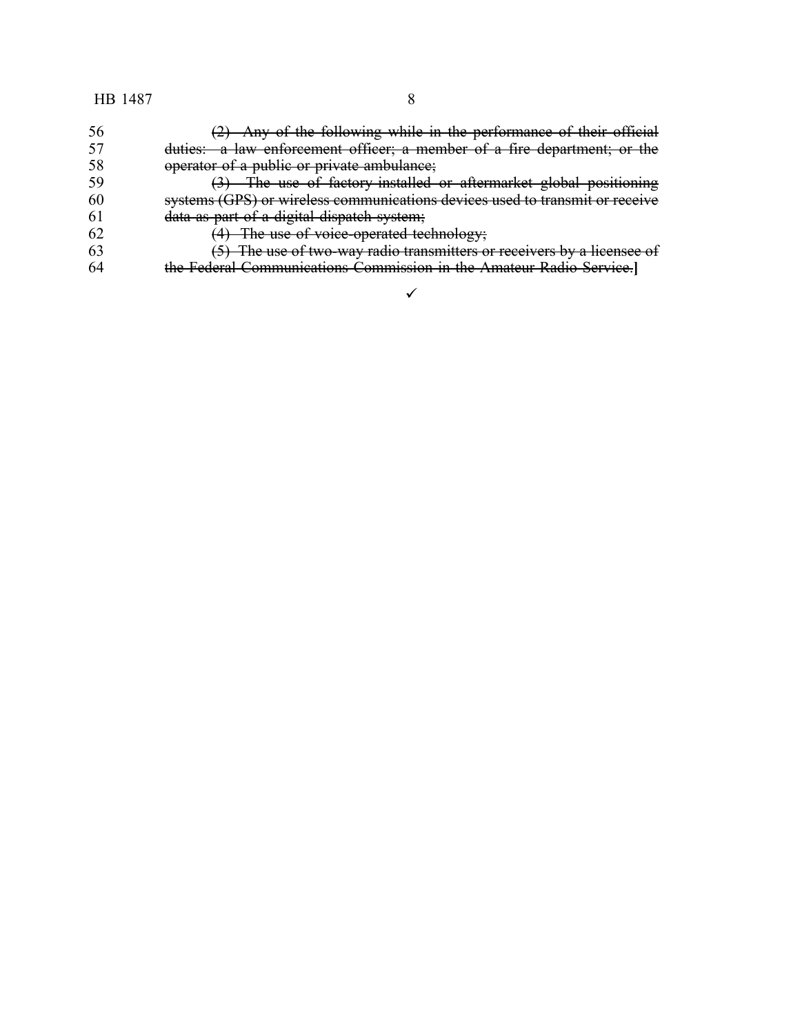56 ~~(2) Any of the following while in the performance of their official~~
57 ~~duties: a law enforcement officer; a member of a fire department; or the~~
58 ~~operator of a public or private ambulance;~~
59 ~~(3) The use of factory-installed or aftermarket global positioning~~
60 ~~systems (GPS) or wireless communications devices used to transmit or receive~~
61 ~~data as part of a digital dispatch system;~~
62 ~~(4) The use of voice-operated technology;~~
63 ~~(5) The use of two-way radio transmitters or receivers by a licensee of~~
64 ~~the Federal Communications Commission in the Amateur Radio Service.~~**]**

✓